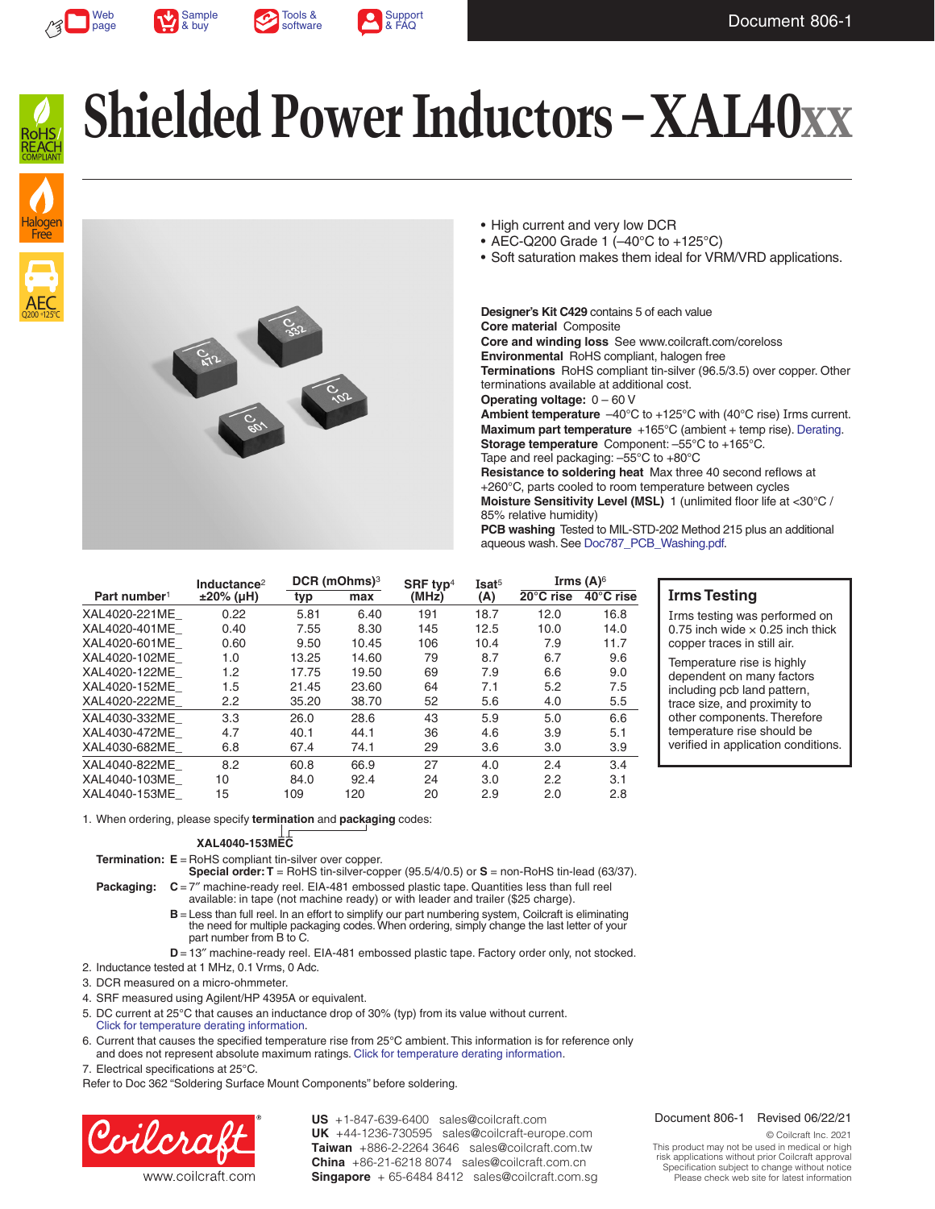# Shielded Power Inductors – XAL40xx

- High current and very low DCR
- AEC-Q200 Grade 1 (–40°C to +125°C)
- Soft saturation makes them ideal for VRM/VRD applications.

**Designer's Kit C429** contains 5 of each value
**Core material** Composite
**Core and winding loss** See www.coilcraft.com/coreloss
**Environmental** RoHS compliant, halogen free
**Terminations** RoHS compliant tin-silver (96.5/3.5) over copper. Other terminations available at additional cost.
**Operating voltage:** 0 – 60 V
**Ambient temperature** –40°C to +125°C with (40°C rise) Irms current.
**Maximum part temperature** +165°C (ambient + temp rise). Derating.
**Storage temperature** Component: –55°C to +165°C. Tape and reel packaging: –55°C to +80°C
**Resistance to soldering heat** Max three 40 second reflows at +260°C, parts cooled to room temperature between cycles
**Moisture Sensitivity Level (MSL)** 1 (unlimited floor life at <30°C / 85% relative humidity)
**PCB washing** Tested to MIL-STD-202 Method 215 plus an additional aqueous wash. See Doc787_PCB_Washing.pdf.

| Part number[1] | Inductance[2] ±20% (µH) | DCR (mOhms)[3] typ | DCR (mOhms)[3] max | SRF typ[4] (MHz) | Isat[5] (A) | Irms (A)[6] 20°C rise | Irms (A)[6] 40°C rise |
|---|---|---|---|---|---|---|---|
| XAL4020-221ME_ | 0.22 | 5.81 | 6.40 | 191 | 18.7 | 12.0 | 16.8 |
| XAL4020-401ME_ | 0.40 | 7.55 | 8.30 | 145 | 12.5 | 10.0 | 14.0 |
| XAL4020-601ME_ | 0.60 | 9.50 | 10.45 | 106 | 10.4 | 7.9 | 11.7 |
| XAL4020-102ME_ | 1.0 | 13.25 | 14.60 | 79 | 8.7 | 6.7 | 9.6 |
| XAL4020-122ME_ | 1.2 | 17.75 | 19.50 | 69 | 7.9 | 6.6 | 9.0 |
| XAL4020-152ME_ | 1.5 | 21.45 | 23.60 | 64 | 7.1 | 5.2 | 7.5 |
| XAL4020-222ME_ | 2.2 | 35.20 | 38.70 | 52 | 5.6 | 4.0 | 5.5 |
| XAL4030-332ME_ | 3.3 | 26.0 | 28.6 | 43 | 5.9 | 5.0 | 6.6 |
| XAL4030-472ME_ | 4.7 | 40.1 | 44.1 | 36 | 4.6 | 3.9 | 5.1 |
| XAL4030-682ME_ | 6.8 | 67.4 | 74.1 | 29 | 3.6 | 3.0 | 3.9 |
| XAL4040-822ME_ | 8.2 | 60.8 | 66.9 | 27 | 4.0 | 2.4 | 3.4 |
| XAL4040-103ME_ | 10 | 84.0 | 92.4 | 24 | 3.0 | 2.2 | 3.1 |
| XAL4040-153ME_ | 15 | 109 | 120 | 20 | 2.9 | 2.0 | 2.8 |

### Irms Testing

Irms testing was performed on 0.75 inch wide × 0.25 inch thick copper traces in still air.

Temperature rise is highly dependent on many factors including pcb land pattern, trace size, and proximity to other components. Therefore temperature rise should be verified in application conditions.

1. When ordering, please specify **termination** and **packaging** codes:

   **XAL4040-153MEC**

   **Termination:** **E** = RoHS compliant tin-silver over copper.
   **Special order: T** = RoHS tin-silver-copper (95.5/4/0.5) or **S** = non-RoHS tin-lead (63/37).

   **Packaging:** **C** = 7″ machine-ready reel. EIA-481 embossed plastic tape. Quantities less than full reel available: in tape (not machine ready) or with leader and trailer ($25 charge).
   **B** = Less than full reel. In an effort to simplify our part numbering system, Coilcraft is eliminating the need for multiple packaging codes. When ordering, simply change the last letter of your part number from B to C.
   **D** = 13″ machine-ready reel. EIA-481 embossed plastic tape. Factory order only, not stocked.
2. Inductance tested at 1 MHz, 0.1 Vrms, 0 Adc.
3. DCR measured on a micro-ohmmeter.
4. SRF measured using Agilent/HP 4395A or equivalent.
5. DC current at 25°C that causes an inductance drop of 30% (typ) from its value without current. Click for temperature derating information.
6. Current that causes the specified temperature rise from 25°C ambient. This information is for reference only and does not represent absolute maximum ratings. Click for temperature derating information.
7. Electrical specifications at 25°C.

Refer to Doc 362 "Soldering Surface Mount Components" before soldering.

**US** +1-847-639-6400 sales@coilcraft.com
**UK** +44-1236-730595 sales@coilcraft-europe.com
**Taiwan** +886-2-2264 3646 sales@coilcraft.com.tw
**China** +86-21-6218 8074 sales@coilcraft.com.cn
**Singapore** + 65-6484 8412 sales@coilcraft.com.sg

www.coilcraft.com

Document 806-1 Revised 06/22/21

© Coilcraft Inc. 2021
This product may not be used in medical or high risk applications without prior Coilcraft approval Specification subject to change without notice Please check web site for latest information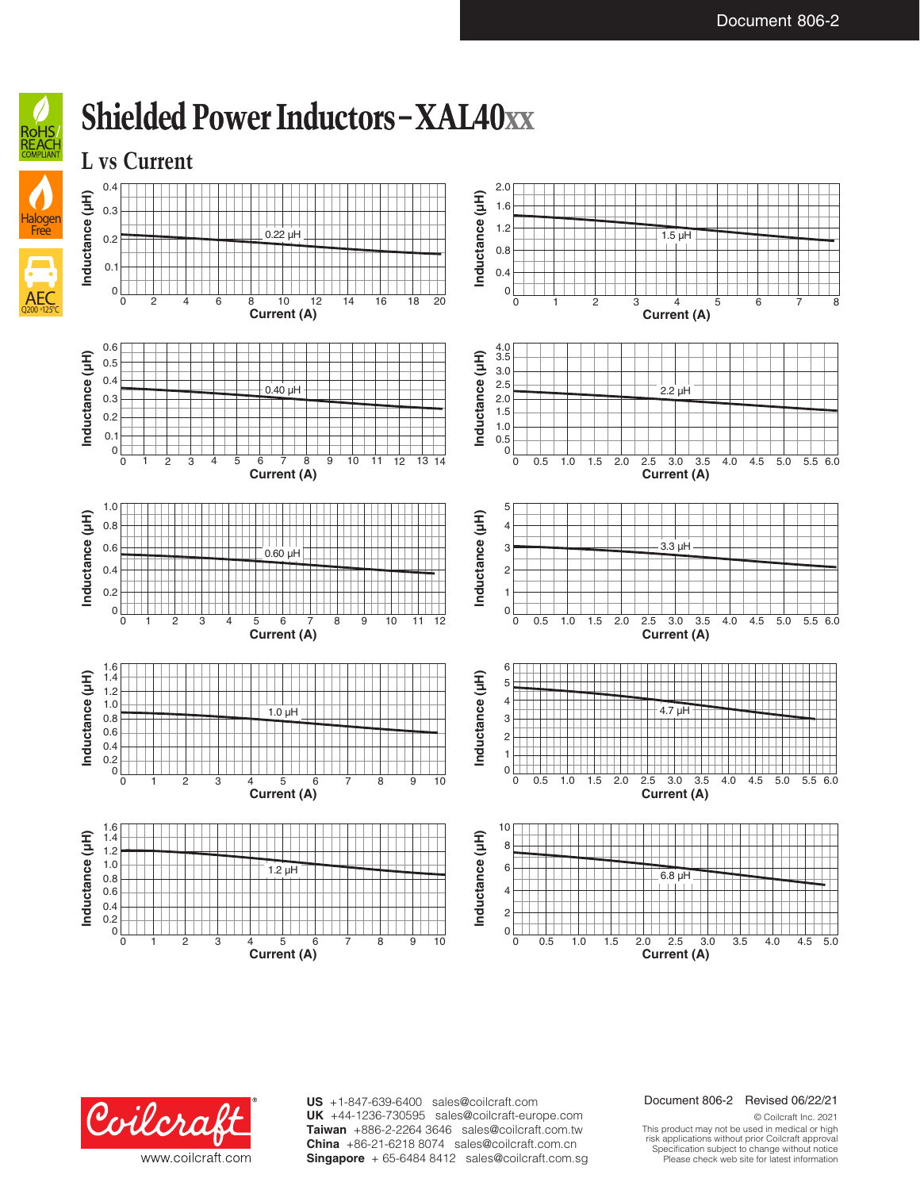# Shielded Power Inductors – XAL40xx

## L vs Current

0.22 µH — Inductance (µH) vs Current (A)

1.5 µH — Inductance (µH) vs Current (A)

0.40 µH — Inductance (µH) vs Current (A)

2.2 µH — Inductance (µH) vs Current (A)

0.60 µH — Inductance (µH) vs Current (A)

3.3 µH — Inductance (µH) vs Current (A)

1.0 µH — Inductance (µH) vs Current (A)

4.7 µH — Inductance (µH) vs Current (A)

1.2 µH — Inductance (µH) vs Current (A)

6.8 µH — Inductance (µH) vs Current (A)

**US** +1-847-639-6400 sales@coilcraft.com
**UK** +44-1236-730595 sales@coilcraft-europe.com
**Taiwan** +886-2-2264 3646 sales@coilcraft.com.tw
**China** +86-21-6218 8074 sales@coilcraft.com.cn
**Singapore** + 65-6484 8412 sales@coilcraft.com.sg

www.coilcraft.com

Document 806-2 Revised 06/22/21

© Coilcraft Inc. 2021
This product may not be used in medical or high risk applications without prior Coilcraft approval
Specification subject to change without notice
Please check web site for latest information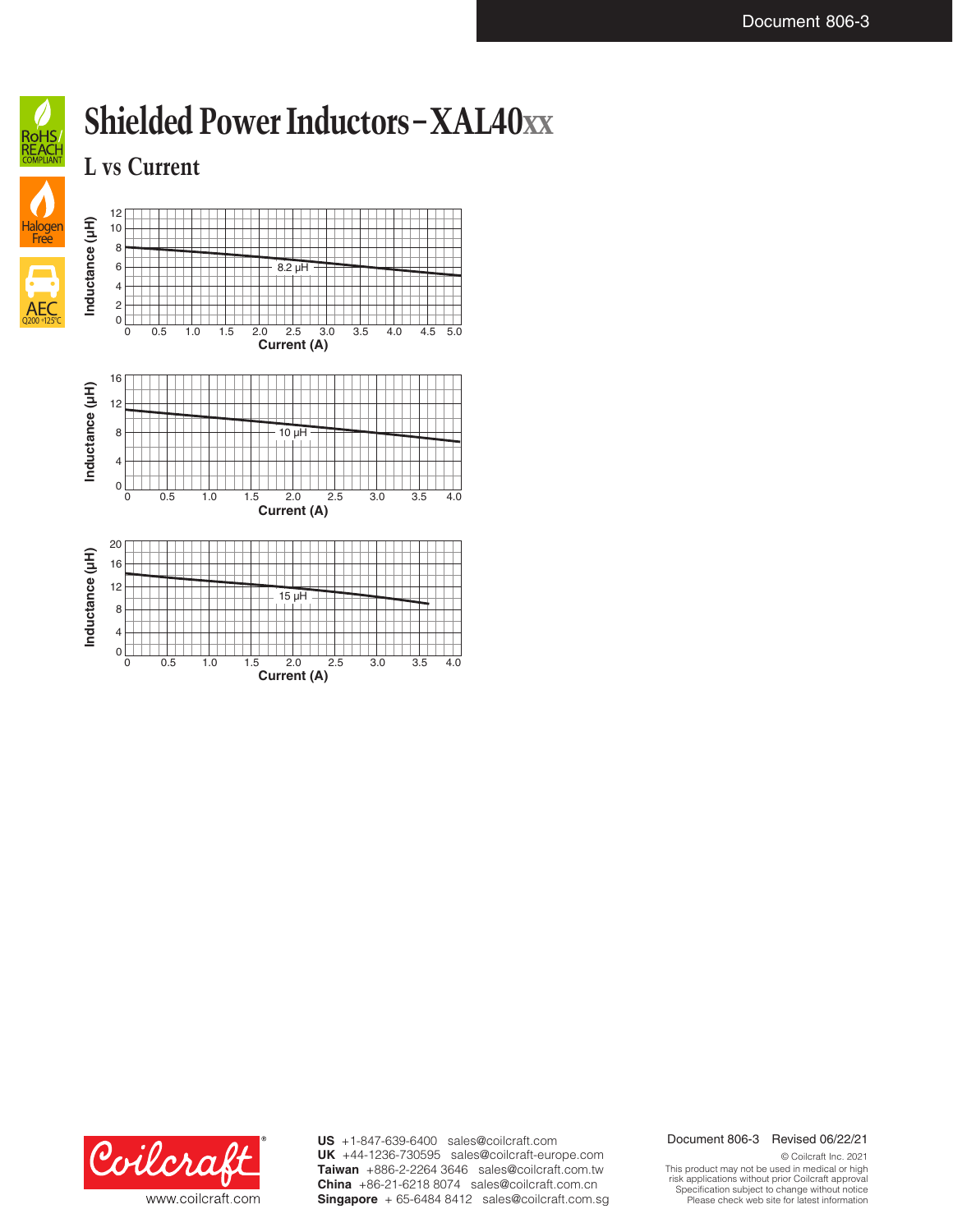# Shielded Power Inductors – XAL40xx

## L vs Current

Inductance (µH)

12
10
8
6
4
2
0

0 0.5 1.0 1.5 2.0 2.5 3.0 3.5 4.0 4.5 5.0

Current (A)

8.2 µH

Inductance (µH)

16
12
8
4
0

0 0.5 1.0 1.5 2.0 2.5 3.0 3.5 4.0

Current (A)

10 µH

Inductance (µH)

20
16
12
8
4
0

0 0.5 1.0 1.5 2.0 2.5 3.0 3.5 4.0

Current (A)

15 µH

www.coilcraft.com

**US** +1-847-639-6400 sales@coilcraft.com
**UK** +44-1236-730595 sales@coilcraft-europe.com
**Taiwan** +886-2-2264 3646 sales@coilcraft.com.tw
**China** +86-21-6218 8074 sales@coilcraft.com.cn
**Singapore** + 65-6484 8412 sales@coilcraft.com.sg

Document 806-3 Revised 06/22/21

© Coilcraft Inc. 2021
This product may not be used in medical or high risk applications without prior Coilcraft approval
Specification subject to change without notice
Please check web site for latest information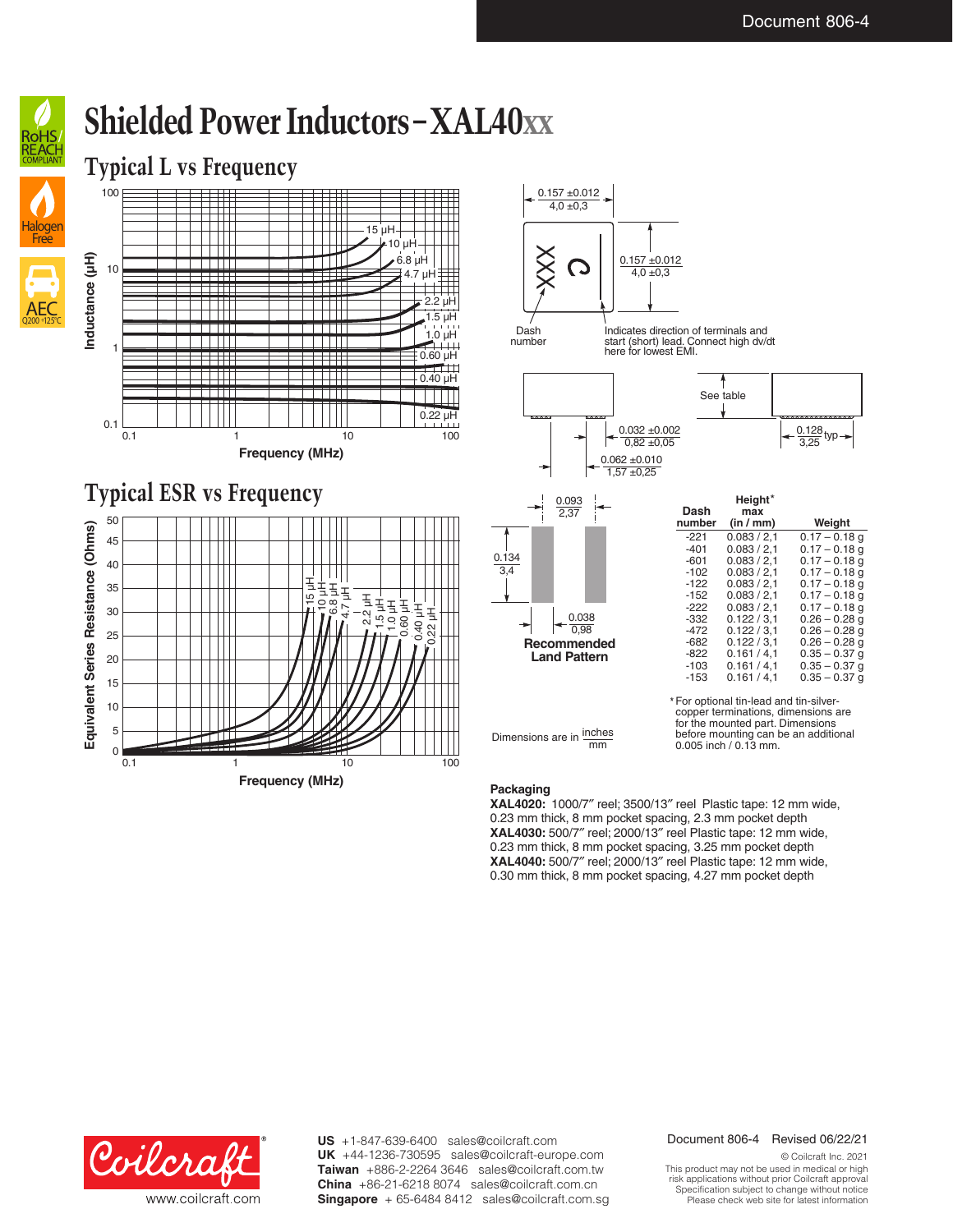# Shielded Power Inductors – XAL40xx

## Typical L vs Frequency

Inductance (µH)

100

10

1

0.1

0.1 1 10 100

Frequency (MHz)

15 µH
10 µH
6.8 µH
4.7 µH
2.2 µH
1.5 µH
1.0 µH
0.60 µH
0.40 µH
0.22 µH

## Typical ESR vs Frequency

Equivalent Series Resistance (Ohms)

50
45
40
35
30
25
20
15
10
5
0

0.1 1 10 100

Frequency (MHz)

15 µH
10 µH
6.8 µH
4.7 µH
2.2 µH
1.5 µH
1.0 µH
0.60 µH
0.40 µH
0.22 µH

0.157 ±0.012 / 4,0 ±0,3

XXX

0.157 ±0.012 / 4,0 ±0,3

Dash number

Indicates direction of terminals and start (short) lead. Connect high dv/dt here for lowest EMI.

See table

0.032 ±0.002 / 0,82 ±0,05

0.062 ±0.010 / 1,57 ±0,25

0.128 / 3,25 typ

0.093 / 2,37

0.134 / 3,4

0.038 / 0,98

**Recommended Land Pattern**

Dimensions are in inches / mm

| Dash number | Height* max (in / mm) | Weight |
|---|---|---|
| -221 | 0.083 / 2,1 | 0.17 – 0.18 g |
| -401 | 0.083 / 2,1 | 0.17 – 0.18 g |
| -601 | 0.083 / 2,1 | 0.17 – 0.18 g |
| -102 | 0.083 / 2,1 | 0.17 – 0.18 g |
| -122 | 0.083 / 2,1 | 0.17 – 0.18 g |
| -152 | 0.083 / 2,1 | 0.17 – 0.18 g |
| -222 | 0.083 / 2,1 | 0.17 – 0.18 g |
| -332 | 0.122 / 3,1 | 0.26 – 0.28 g |
| -472 | 0.122 / 3,1 | 0.26 – 0.28 g |
| -682 | 0.122 / 3,1 | 0.26 – 0.28 g |
| -822 | 0.161 / 4,1 | 0.35 – 0.37 g |
| -103 | 0.161 / 4,1 | 0.35 – 0.37 g |
| -153 | 0.161 / 4,1 | 0.35 – 0.37 g |

* For optional tin-lead and tin-silver-copper terminations, dimensions are for the mounted part. Dimensions before mounting can be an additional 0.005 inch / 0.13 mm.

**Packaging**

**XAL4020:** 1000/7″ reel; 3500/13″ reel Plastic tape: 12 mm wide, 0.23 mm thick, 8 mm pocket spacing, 2.3 mm pocket depth

**XAL4030:** 500/7″ reel; 2000/13″ reel Plastic tape: 12 mm wide, 0.23 mm thick, 8 mm pocket spacing, 3.25 mm pocket depth

**XAL4040:** 500/7″ reel; 2000/13″ reel Plastic tape: 12 mm wide, 0.30 mm thick, 8 mm pocket spacing, 4.27 mm pocket depth

www.coilcraft.com

**US** +1-847-639-6400 sales@coilcraft.com
**UK** +44-1236-730595 sales@coilcraft-europe.com
**Taiwan** +886-2-2264 3646 sales@coilcraft.com.tw
**China** +86-21-6218 8074 sales@coilcraft.com.cn
**Singapore** + 65-6484 8412 sales@coilcraft.com.sg

Document 806-4 Revised 06/22/21

© Coilcraft Inc. 2021
This product may not be used in medical or high risk applications without prior Coilcraft approval
Specification subject to change without notice
Please check web site for latest information